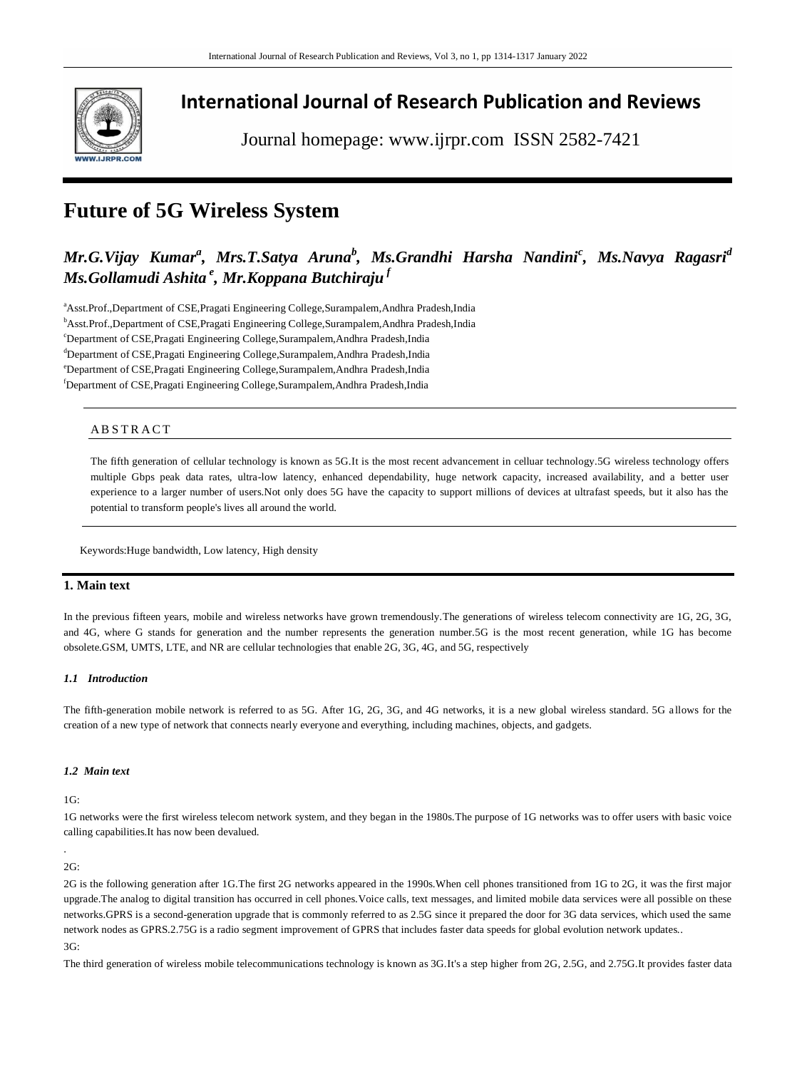# International Journal of Research Publication and Reviews

Journal homepage: www.ijrpr.com ISSN 2582-7421

# Future of 5G Wireless System

***Mr.G.Vijay Kumar[a], Mrs.T.Satya Aruna[b], Ms.Grandhi Harsha Nandini[c], Ms.Navya Ragasri[d] Ms.Gollamudi Ashita[e], Mr.Koppana Butchiraju[f]***

[a]Asst.Prof.,Department of CSE,Pragati Engineering College,Surampalem,Andhra Pradesh,India

[b]Asst.Prof.,Department of CSE,Pragati Engineering College,Surampalem,Andhra Pradesh,India

[c]Department of CSE,Pragati Engineering College,Surampalem,Andhra Pradesh,India

[d]Department of CSE,Pragati Engineering College,Surampalem,Andhra Pradesh,India

[e]Department of CSE,Pragati Engineering College,Surampalem,Andhra Pradesh,India

[f]Department of CSE,Pragati Engineering College,Surampalem,Andhra Pradesh,India

## ABSTRACT

The fifth generation of cellular technology is known as 5G.It is the most recent advancement in celluar technology.5G wireless technology offers multiple Gbps peak data rates, ultra-low latency, enhanced dependability, huge network capacity, increased availability, and a better user experience to a larger number of users.Not only does 5G have the capacity to support millions of devices at ultrafast speeds, but it also has the potential to transform people's lives all around the world.

Keywords:Huge bandwidth, Low latency, High density

## 1. Main text

In the previous fifteen years, mobile and wireless networks have grown tremendously.The generations of wireless telecom connectivity are 1G, 2G, 3G, and 4G, where G stands for generation and the number represents the generation number.5G is the most recent generation, while 1G has become obsolete.GSM, UMTS, LTE, and NR are cellular technologies that enable 2G, 3G, 4G, and 5G, respectively

### *1.1 Introduction*

The fifth-generation mobile network is referred to as 5G. After 1G, 2G, 3G, and 4G networks, it is a new global wireless standard. 5G allows for the creation of a new type of network that connects nearly everyone and everything, including machines, objects, and gadgets.

### *1.2 Main text*

1G:

1G networks were the first wireless telecom network system, and they began in the 1980s.The purpose of 1G networks was to offer users with basic voice calling capabilities.It has now been devalued.

.

2G:

2G is the following generation after 1G.The first 2G networks appeared in the 1990s.When cell phones transitioned from 1G to 2G, it was the first major upgrade.The analog to digital transition has occurred in cell phones.Voice calls, text messages, and limited mobile data services were all possible on these networks.GPRS is a second-generation upgrade that is commonly referred to as 2.5G since it prepared the door for 3G data services, which used the same network nodes as GPRS.2.75G is a radio segment improvement of GPRS that includes faster data speeds for global evolution network updates..

3G:

The third generation of wireless mobile telecommunications technology is known as 3G.It's a step higher from 2G, 2.5G, and 2.75G.It provides faster data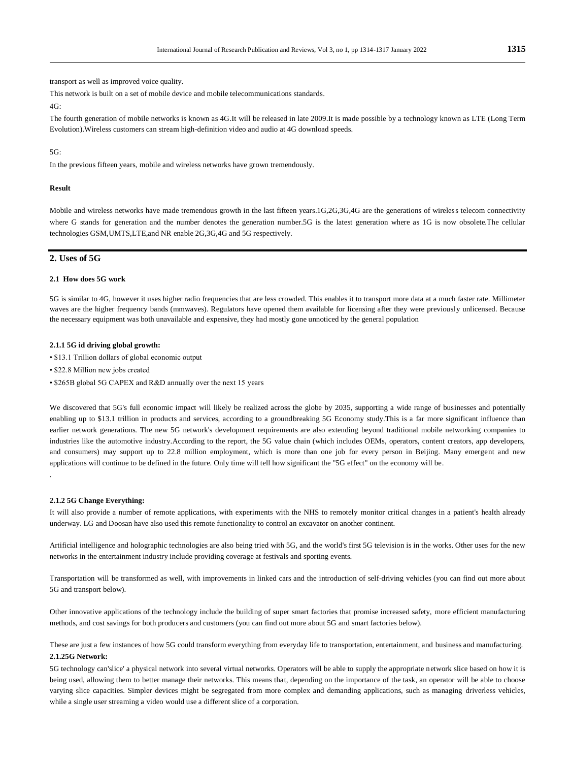transport as well as improved voice quality.

This network is built on a set of mobile device and mobile telecommunications standards.

4G:

The fourth generation of mobile networks is known as 4G.It will be released in late 2009.It is made possible by a technology known as LTE (Long Term Evolution).Wireless customers can stream high-definition video and audio at 4G download speeds.

5G:

In the previous fifteen years, mobile and wireless networks have grown tremendously.

**Result**

Mobile and wireless networks have made tremendous growth in the last fifteen years.1G,2G,3G,4G are the generations of wireless telecom connectivity where G stands for generation and the number denotes the generation number.5G is the latest generation where as 1G is now obsolete.The cellular technologies GSM,UMTS,LTE,and NR enable 2G,3G,4G and 5G respectively.

## 2. Uses of 5G

### 2.1 How does 5G work

5G is similar to 4G, however it uses higher radio frequencies that are less crowded. This enables it to transport more data at a much faster rate. Millimeter waves are the higher frequency bands (mmwaves). Regulators have opened them available for licensing after they were previously unlicensed. Because the necessary equipment was both unavailable and expensive, they had mostly gone unnoticed by the general population

#### 2.1.1 5G id driving global growth:

- $13.1 Trillion dollars of global economic output
- $22.8 Million new jobs created
- $265B global 5G CAPEX and R&D annually over the next 15 years

We discovered that 5G's full economic impact will likely be realized across the globe by 2035, supporting a wide range of businesses and potentially enabling up to $13.1 trillion in products and services, according to a groundbreaking 5G Economy study.This is a far more significant influence than earlier network generations. The new 5G network's development requirements are also extending beyond traditional mobile networking companies to industries like the automotive industry.According to the report, the 5G value chain (which includes OEMs, operators, content creators, app developers, and consumers) may support up to 22.8 million employment, which is more than one job for every person in Beijing. Many emergent and new applications will continue to be defined in the future. Only time will tell how significant the "5G effect" on the economy will be.

.

#### 2.1.2 5G Change Everything:

It will also provide a number of remote applications, with experiments with the NHS to remotely monitor critical changes in a patient's health already underway. LG and Doosan have also used this remote functionality to control an excavator on another continent.

Artificial intelligence and holographic technologies are also being tried with 5G, and the world's first 5G television is in the works. Other uses for the new networks in the entertainment industry include providing coverage at festivals and sporting events.

Transportation will be transformed as well, with improvements in linked cars and the introduction of self-driving vehicles (you can find out more about 5G and transport below).

Other innovative applications of the technology include the building of super smart factories that promise increased safety, more efficient manufacturing methods, and cost savings for both producers and customers (you can find out more about 5G and smart factories below).

These are just a few instances of how 5G could transform everything from everyday life to transportation, entertainment, and business and manufacturing.

#### 2.1.25G Network:

5G technology can'slice' a physical network into several virtual networks. Operators will be able to supply the appropriate network slice based on how it is being used, allowing them to better manage their networks. This means that, depending on the importance of the task, an operator will be able to choose varying slice capacities. Simpler devices might be segregated from more complex and demanding applications, such as managing driverless vehicles, while a single user streaming a video would use a different slice of a corporation.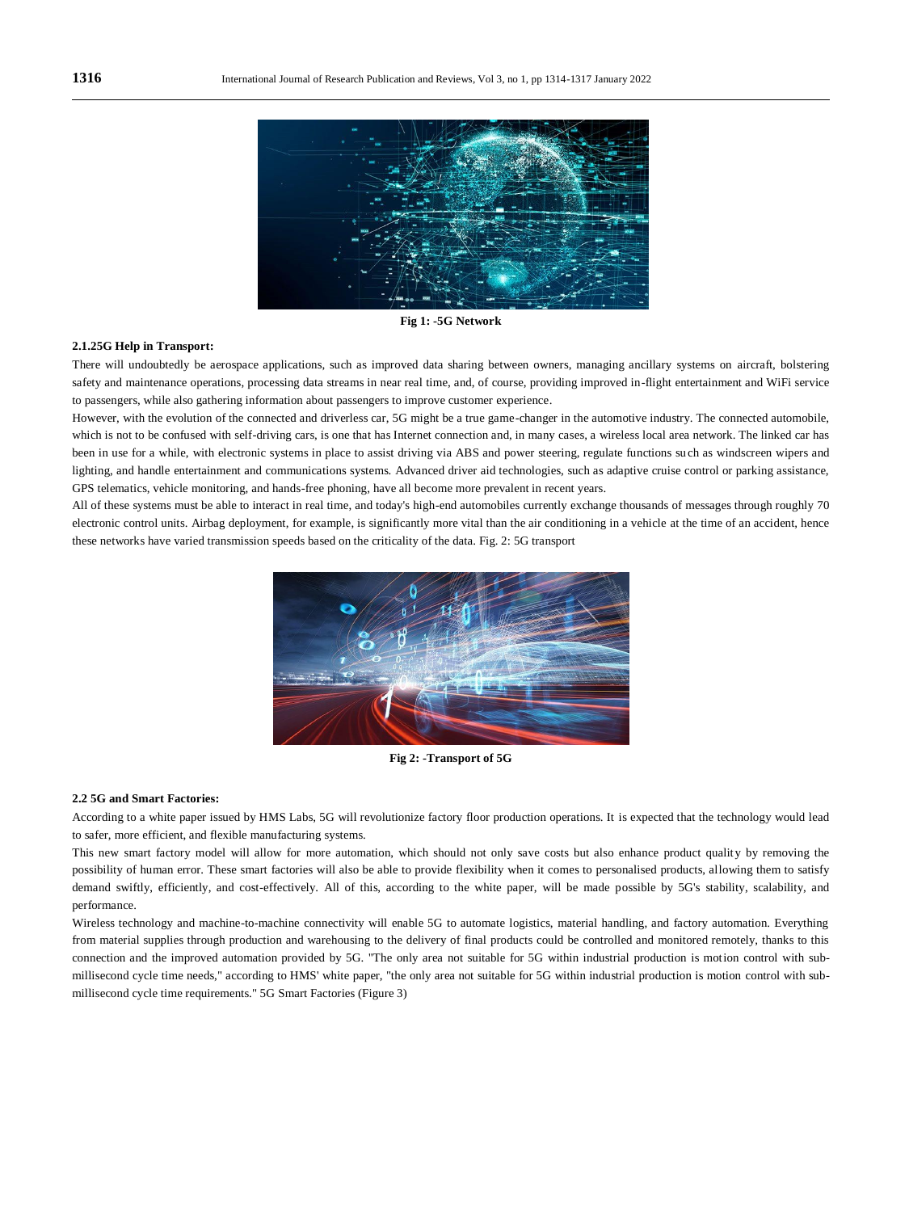Fig 1: -5G Network

**2.1.25G Help in Transport:**

There will undoubtedly be aerospace applications, such as improved data sharing between owners, managing ancillary systems on aircraft, bolstering safety and maintenance operations, processing data streams in near real time, and, of course, providing improved in-flight entertainment and WiFi service to passengers, while also gathering information about passengers to improve customer experience.

However, with the evolution of the connected and driverless car, 5G might be a true game-changer in the automotive industry. The connected automobile, which is not to be confused with self-driving cars, is one that has Internet connection and, in many cases, a wireless local area network. The linked car has been in use for a while, with electronic systems in place to assist driving via ABS and power steering, regulate functions such as windscreen wipers and lighting, and handle entertainment and communications systems. Advanced driver aid technologies, such as adaptive cruise control or parking assistance, GPS telematics, vehicle monitoring, and hands-free phoning, have all become more prevalent in recent years.

All of these systems must be able to interact in real time, and today's high-end automobiles currently exchange thousands of messages through roughly 70 electronic control units. Airbag deployment, for example, is significantly more vital than the air conditioning in a vehicle at the time of an accident, hence these networks have varied transmission speeds based on the criticality of the data. Fig. 2: 5G transport

Fig 2: -Transport of 5G

**2.2 5G and Smart Factories:**

According to a white paper issued by HMS Labs, 5G will revolutionize factory floor production operations. It is expected that the technology would lead to safer, more efficient, and flexible manufacturing systems.

This new smart factory model will allow for more automation, which should not only save costs but also enhance product quality by removing the possibility of human error. These smart factories will also be able to provide flexibility when it comes to personalised products, allowing them to satisfy demand swiftly, efficiently, and cost-effectively. All of this, according to the white paper, will be made possible by 5G's stability, scalability, and performance.

Wireless technology and machine-to-machine connectivity will enable 5G to automate logistics, material handling, and factory automation. Everything from material supplies through production and warehousing to the delivery of final products could be controlled and monitored remotely, thanks to this connection and the improved automation provided by 5G. "The only area not suitable for 5G within industrial production is motion control with sub-millisecond cycle time needs," according to HMS' white paper, "the only area not suitable for 5G within industrial production is motion control with sub-millisecond cycle time requirements." 5G Smart Factories (Figure 3)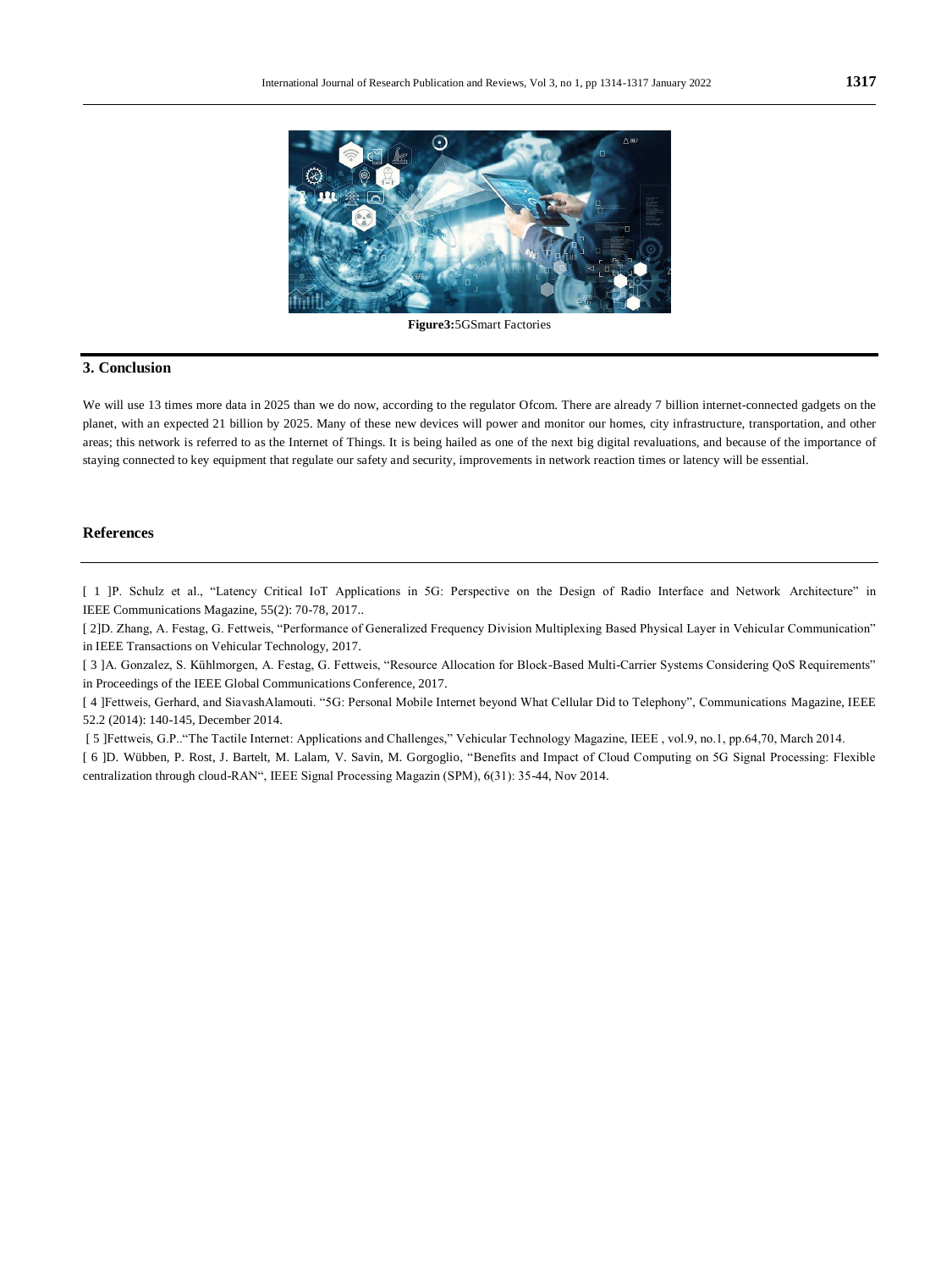**Figure3:**5GSmart Factories

## 3. Conclusion

We will use 13 times more data in 2025 than we do now, according to the regulator Ofcom. There are already 7 billion internet-connected gadgets on the planet, with an expected 21 billion by 2025. Many of these new devices will power and monitor our homes, city infrastructure, transportation, and other areas; this network is referred to as the Internet of Things. It is being hailed as one of the next big digital revaluations, and because of the importance of staying connected to key equipment that regulate our safety and security, improvements in network reaction times or latency will be essential.

## References

[ 1 ]P. Schulz et al., "Latency Critical IoT Applications in 5G: Perspective on the Design of Radio Interface and Network Architecture" in IEEE Communications Magazine, 55(2): 70-78, 2017..

[ 2]D. Zhang, A. Festag, G. Fettweis, "Performance of Generalized Frequency Division Multiplexing Based Physical Layer in Vehicular Communication" in IEEE Transactions on Vehicular Technology, 2017.

[ 3 ]A. Gonzalez, S. Kühlmorgen, A. Festag, G. Fettweis, "Resource Allocation for Block-Based Multi-Carrier Systems Considering QoS Requirements" in Proceedings of the IEEE Global Communications Conference, 2017.

[ 4 ]Fettweis, Gerhard, and SiavashAlamouti. "5G: Personal Mobile Internet beyond What Cellular Did to Telephony", Communications Magazine, IEEE 52.2 (2014): 140-145, December 2014.

[ 5 ]Fettweis, G.P..“The Tactile Internet: Applications and Challenges," Vehicular Technology Magazine, IEEE , vol.9, no.1, pp.64,70, March 2014.

[ 6 ]D. Wübben, P. Rost, J. Bartelt, M. Lalam, V. Savin, M. Gorgoglio, "Benefits and Impact of Cloud Computing on 5G Signal Processing: Flexible centralization through cloud-RAN“, IEEE Signal Processing Magazin (SPM), 6(31): 35-44, Nov 2014.